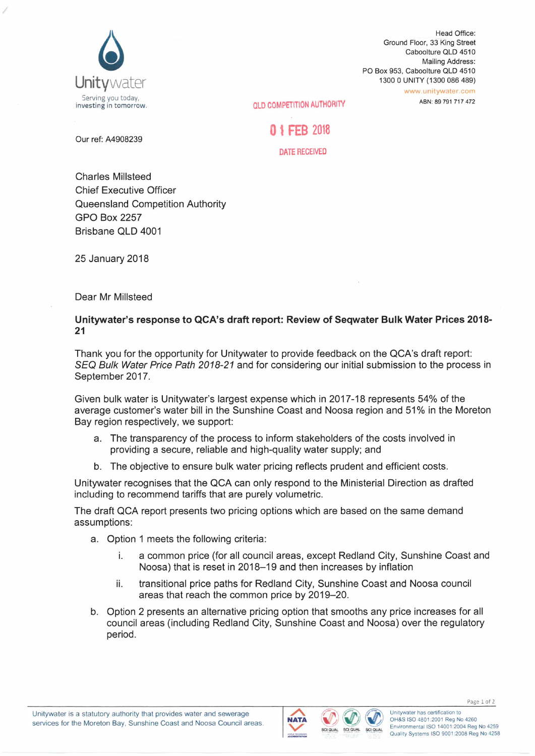Unitywater

Serving you today, investing in tomorrow.

Head Office:
Ground Floor, 33 King Street
Caboolture QLD 4510
Mailing Address:
PO Box 953, Caboolture QLD 4510
1300 0 UNITY (1300 086 489)
www.unitywater.com
ABN: 89 791 717 472

QLD COMPETITION AUTHORITY

01 FEB 2018

DATE RECEIVED

Our ref: A4908239

Charles Millsteed
Chief Executive Officer
Queensland Competition Authority
GPO Box 2257
Brisbane QLD 4001

25 January 2018

Dear Mr Millsteed

**Unitywater's response to QCA's draft report: Review of Seqwater Bulk Water Prices 2018-21**

Thank you for the opportunity for Unitywater to provide feedback on the QCA's draft report: *SEQ Bulk Water Price Path 2018-21* and for considering our initial submission to the process in September 2017.

Given bulk water is Unitywater's largest expense which in 2017-18 represents 54% of the average customer's water bill in the Sunshine Coast and Noosa region and 51% in the Moreton Bay region respectively, we support:

a. The transparency of the process to inform stakeholders of the costs involved in providing a secure, reliable and high-quality water supply; and
b. The objective to ensure bulk water pricing reflects prudent and efficient costs.

Unitywater recognises that the QCA can only respond to the Ministerial Direction as drafted including to recommend tariffs that are purely volumetric.

The draft QCA report presents two pricing options which are based on the same demand assumptions:

a. Option 1 meets the following criteria:
    i. a common price (for all council areas, except Redland City, Sunshine Coast and Noosa) that is reset in 2018–19 and then increases by inflation
    ii. transitional price paths for Redland City, Sunshine Coast and Noosa council areas that reach the common price by 2019–20.
b. Option 2 presents an alternative pricing option that smooths any price increases for all council areas (including Redland City, Sunshine Coast and Noosa) over the regulatory period.

Unitywater is a statutory authority that provides water and sewerage services for the Moreton Bay, Sunshine Coast and Noosa Council areas.

Unitywater has certification to
OH&S ISO 4801:2001 Reg No 4260
Environmental ISO 14001:2004 Reg No 4259
Quality Systems ISO 9001:2008 Reg No 4258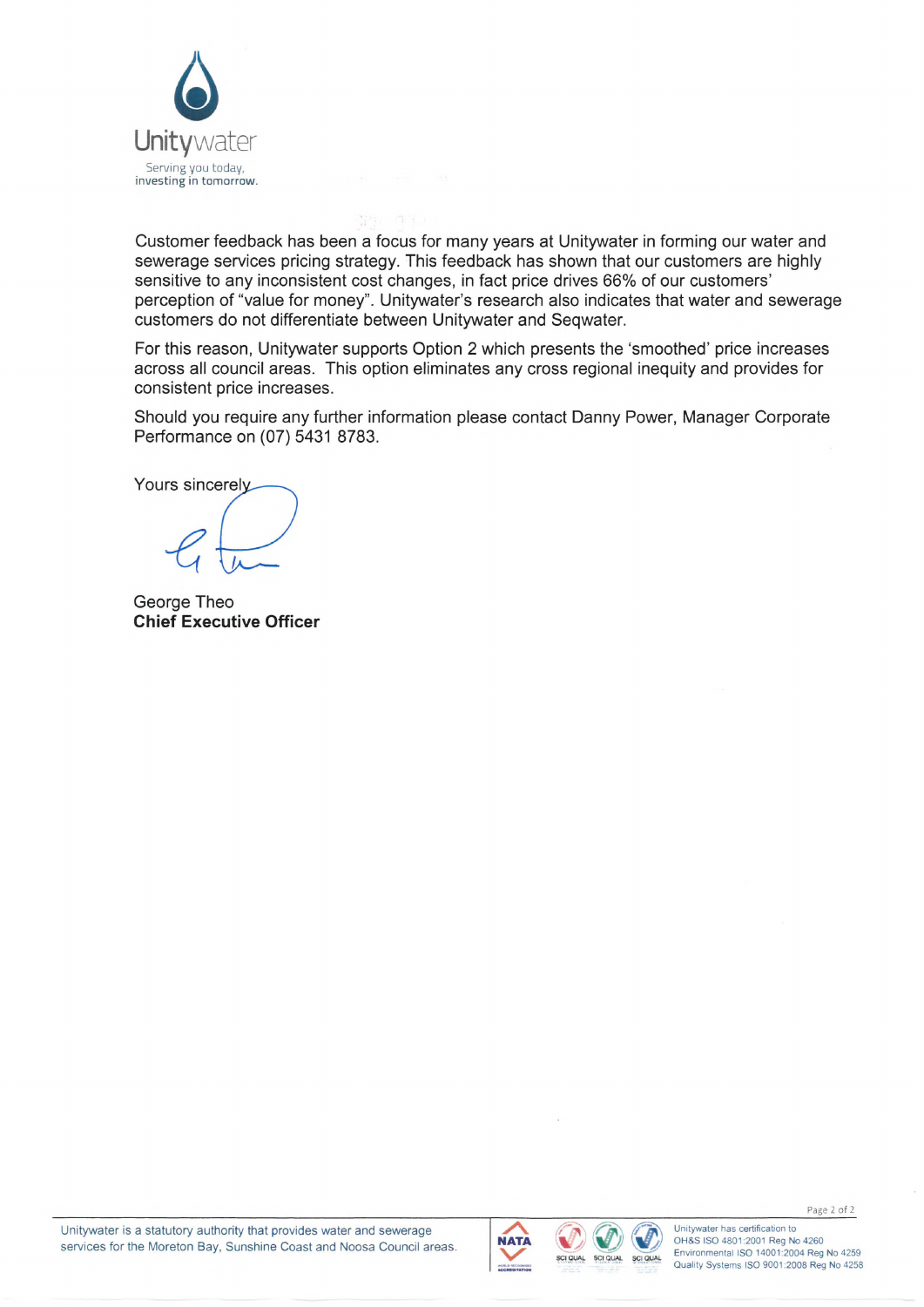Unitywater

Serving you today,
investing in tomorrow.

Customer feedback has been a focus for many years at Unitywater in forming our water and sewerage services pricing strategy. This feedback has shown that our customers are highly sensitive to any inconsistent cost changes, in fact price drives 66% of our customers' perception of "value for money". Unitywater's research also indicates that water and sewerage customers do not differentiate between Unitywater and Seqwater.

For this reason, Unitywater supports Option 2 which presents the 'smoothed' price increases across all council areas. This option eliminates any cross regional inequity and provides for consistent price increases.

Should you require any further information please contact Danny Power, Manager Corporate Performance on (07) 5431 8783.

Yours sincerely

George Theo
**Chief Executive Officer**

Unitywater is a statutory authority that provides water and sewerage services for the Moreton Bay, Sunshine Coast and Noosa Council areas.

Unitywater has certification to
OH&S ISO 4801:2001 Reg No 4260
Environmental ISO 14001:2004 Reg No 4259
Quality Systems ISO 9001:2008 Reg No 4258